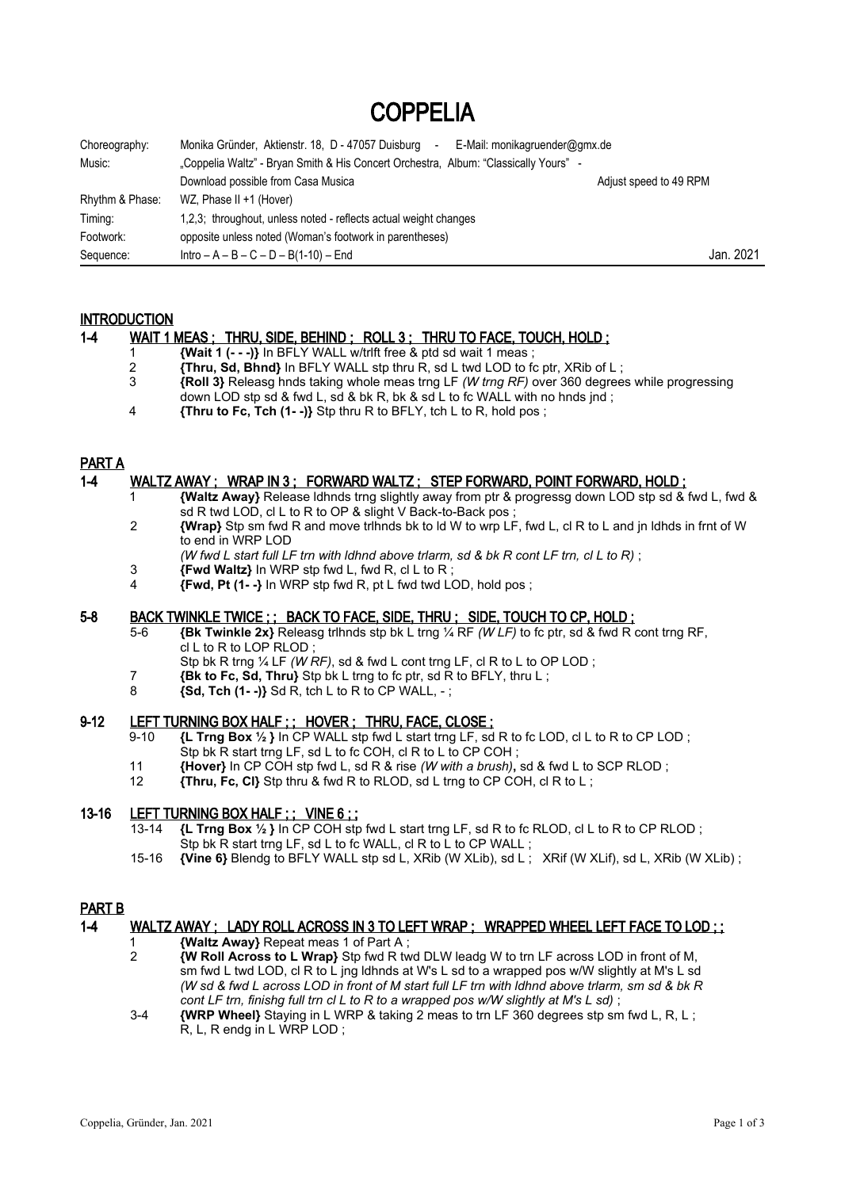# COPPELIA

| | | |
|---|---|---|
| Choreography: | Monika Gründer, Aktienstr. 18, D - 47057 Duisburg - E-Mail: monikagruender@gmx.de | |
| Music: | „Coppelia Waltz" - Bryan Smith & His Concert Orchestra, Album: "Classically Yours" - | |
| | Download possible from Casa Musica | Adjust speed to 49 RPM |
| Rhythm & Phase: | WZ, Phase II +1 (Hover) | |
| Timing: | 1,2,3; throughout, unless noted - reflects actual weight changes | |
| Footwork: | opposite unless noted (Woman's footwork in parentheses) | |
| Sequence: | Intro – A – B – C – D – B(1-10) – End | Jan. 2021 |

## INTRODUCTION

### 1-4 WAIT 1 MEAS ; THRU, SIDE, BEHIND ; ROLL 3 ; THRU TO FACE, TOUCH, HOLD ;

1 **{Wait 1 (- - -)}** In BFLY WALL w/trlft free & ptd sd wait 1 meas ;

2 **{Thru, Sd, Bhnd}** In BFLY WALL stp thru R, sd L twd LOD to fc ptr, XRib of L ;

3 **{Roll 3}** Releasg hnds taking whole meas trng LF *(W trng RF)* over 360 degrees while progressing down LOD stp sd & fwd L, sd & bk R, bk & sd L to fc WALL with no hnds jnd ;

4 **{Thru to Fc, Tch (1- -)}** Stp thru R to BFLY, tch L to R, hold pos ;

## PART A

### 1-4 WALTZ AWAY ; WRAP IN 3 ; FORWARD WALTZ ; STEP FORWARD, POINT FORWARD, HOLD ;

1 **{Waltz Away}** Release ldhnds trng slightly away from ptr & progressg down LOD stp sd & fwd L, fwd & sd R twd LOD, cl L to R to OP & slight V Back-to-Back pos ;

2 **{Wrap}** Stp sm fwd R and move trlhnds bk to ld W to wrp LF, fwd L, cl R to L and jn ldhds in frnt of W to end in WRP LOD
*(W fwd L start full LF trn with ldhnd above trlarm, sd & bk R cont LF trn, cl L to R)* ;

3 **{Fwd Waltz}** In WRP stp fwd L, fwd R, cl L to R ;

4 **{Fwd, Pt (1- -}** In WRP stp fwd R, pt L fwd twd LOD, hold pos ;

### 5-8 BACK TWINKLE TWICE ; ; BACK TO FACE, SIDE, THRU ; SIDE, TOUCH TO CP, HOLD ;

5-6 **{Bk Twinkle 2x}** Releasg trlhnds stp bk L trng ¼ RF *(W LF)* to fc ptr, sd & fwd R cont trng RF, cl L to R to LOP RLOD ;
Stp bk R trng ¼ LF *(W RF)*, sd & fwd L cont trng LF, cl R to L to OP LOD ;

7 **{Bk to Fc, Sd, Thru}** Stp bk L trng to fc ptr, sd R to BFLY, thru L ;

8 **{Sd, Tch (1- -)}** Sd R, tch L to R to CP WALL, - ;

### 9-12 LEFT TURNING BOX HALF ; ; HOVER ; THRU, FACE, CLOSE ;

9-10 **{L Trng Box ½ }** In CP WALL stp fwd L start trng LF, sd R to fc LOD, cl L to R to CP LOD ;
Stp bk R start trng LF, sd L to fc COH, cl R to L to CP COH ;

11 **{Hover}** In CP COH stp fwd L, sd R & rise *(W with a brush)*, sd & fwd L to SCP RLOD ;

12 **{Thru, Fc, Cl}** Stp thru & fwd R to RLOD, sd L trng to CP COH, cl R to L ;

### 13-16 LEFT TURNING BOX HALF ; ; VINE 6 ; ;

13-14 **{L Trng Box ½ }** In CP COH stp fwd L start trng LF, sd R to fc RLOD, cl L to R to CP RLOD ;
Stp bk R start trng LF, sd L to fc WALL, cl R to L to CP WALL ;

15-16 **{Vine 6}** Blendg to BFLY WALL stp sd L, XRib (W XLib), sd L ; XRif (W XLif), sd L, XRib (W XLib) ;

## PART B

### 1-4 WALTZ AWAY ; LADY ROLL ACROSS IN 3 TO LEFT WRAP ; WRAPPED WHEEL LEFT FACE TO LOD ; ;

1 **{Waltz Away}** Repeat meas 1 of Part A ;

2 **{W Roll Across to L Wrap}** Stp fwd R twd DLW leadg W to trn LF across LOD in front of M, sm fwd L twd LOD, cl R to L jng ldhnds at W's L sd to a wrapped pos w/W slightly at M's L sd *(W sd & fwd L across LOD in front of M start full LF trn with ldhnd above trlarm, sm sd & bk R cont LF trn, finishg full trn cl L to R to a wrapped pos w/W slightly at M's L sd)* ;

3-4 **{WRP Wheel}** Staying in L WRP & taking 2 meas to trn LF 360 degrees stp sm fwd L, R, L ;
R, L, R endg in L WRP LOD ;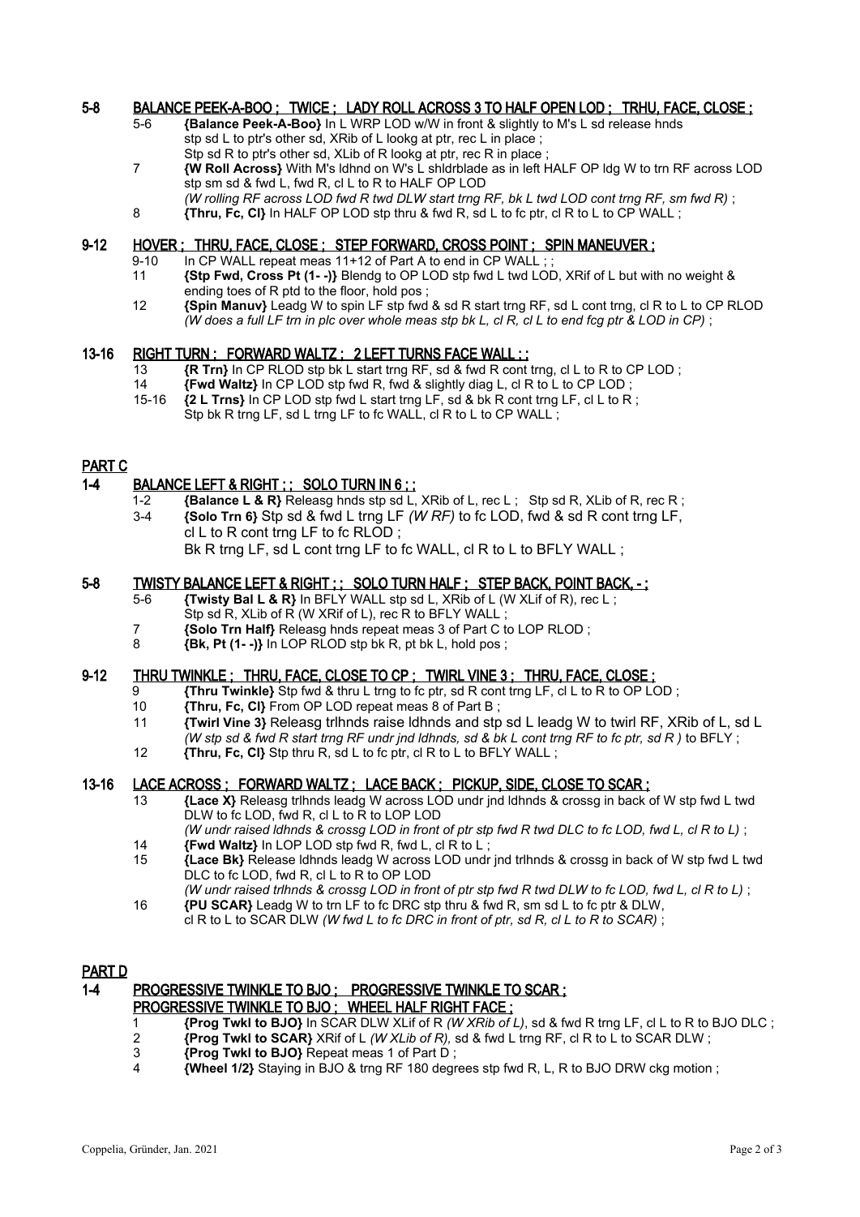## 5-8 BALANCE PEEK-A-BOO ; TWICE ; LADY ROLL ACROSS 3 TO HALF OPEN LOD ; TRHU, FACE, CLOSE ;

- 5-6 **{Balance Peek-A-Boo}** In L WRP LOD w/W in front & slightly to M's L sd release hnds stp sd L to ptr's other sd, XRib of L lookg at ptr, rec L in place ;
  Stp sd R to ptr's other sd, XLib of R lookg at ptr, rec R in place ;
- 7 **{W Roll Across}** With M's ldhnd on W's L shldrblade as in left HALF OP ldg W to trn RF across LOD stp sm sd & fwd L, fwd R, cl L to R to HALF OP LOD
  *(W rolling RF across LOD fwd R twd DLW start trng RF, bk L twd LOD cont trng RF, sm fwd R)* ;
- 8 **{Thru, Fc, Cl}** In HALF OP LOD stp thru & fwd R, sd L to fc ptr, cl R to L to CP WALL ;

## 9-12 HOVER ; THRU, FACE, CLOSE ; STEP FORWARD, CROSS POINT ; SPIN MANEUVER ;

- 9-10 In CP WALL repeat meas 11+12 of Part A to end in CP WALL ; ;
- 11 **{Stp Fwd, Cross Pt (1- -)}** Blendg to OP LOD stp fwd L twd LOD, XRif of L but with no weight & ending toes of R ptd to the floor, hold pos ;
- 12 **{Spin Manuv}** Leadg W to spin LF stp fwd & sd R start trng RF, sd L cont trng, cl R to L to CP RLOD *(W does a full LF trn in plc over whole meas stp bk L, cl R, cl L to end fcg ptr & LOD in CP)* ;

## 13-16 RIGHT TURN ; FORWARD WALTZ ; 2 LEFT TURNS FACE WALL ; ;

- 13 **{R Trn}** In CP RLOD stp bk L start trng RF, sd & fwd R cont trng, cl L to R to CP LOD ;
- 14 **{Fwd Waltz}** In CP LOD stp fwd R, fwd & slightly diag L, cl R to L to CP LOD ;
- 15-16 **{2 L Trns}** In CP LOD stp fwd L start trng LF, sd & bk R cont trng LF, cl L to R ;
  Stp bk R trng LF, sd L trng LF to fc WALL, cl R to L to CP WALL ;

# PART C

## 1-4 BALANCE LEFT & RIGHT ; ; SOLO TURN IN 6 ; ;

- 1-2 **{Balance L & R}** Releasg hnds stp sd L, XRib of L, rec L ; Stp sd R, XLib of R, rec R ;
- 3-4 **{Solo Trn 6}** Stp sd & fwd L trng LF *(W RF)* to fc LOD, fwd & sd R cont trng LF, cl L to R cont trng LF to fc RLOD ;
  Bk R trng LF, sd L cont trng LF to fc WALL, cl R to L to BFLY WALL ;

## 5-8 TWISTY BALANCE LEFT & RIGHT ; ; SOLO TURN HALF ; STEP BACK, POINT BACK, - ;

- 5-6 **{Twisty Bal L & R}** In BFLY WALL stp sd L, XRib of L (W XLif of R), rec L ;
  Stp sd R, XLib of R (W XRif of L), rec R to BFLY WALL ;
- 7 **{Solo Trn Half}** Releasg hnds repeat meas 3 of Part C to LOP RLOD ;
- 8 **{Bk, Pt (1- -)}** In LOP RLOD stp bk R, pt bk L, hold pos ;

## 9-12 THRU TWINKLE ; THRU, FACE, CLOSE TO CP ; TWIRL VINE 3 ; THRU, FACE, CLOSE ;

- 9 **{Thru Twinkle}** Stp fwd & thru L trng to fc ptr, sd R cont trng LF, cl L to R to OP LOD ;
- 10 **{Thru, Fc, Cl}** From OP LOD repeat meas 8 of Part B ;
- 11 **{Twirl Vine 3}** Releasg trlhnds raise ldhnds and stp sd L leadg W to twirl RF, XRib of L, sd L *(W stp sd & fwd R start trng RF undr jnd ldhnds, sd & bk L cont trng RF to fc ptr, sd R )* to BFLY ;
- 12 **{Thru, Fc, Cl}** Stp thru R, sd L to fc ptr, cl R to L to BFLY WALL ;

## 13-16 LACE ACROSS ; FORWARD WALTZ ; LACE BACK ; PICKUP, SIDE, CLOSE TO SCAR ;

- 13 **{Lace X}** Releasg trlhnds leadg W across LOD undr jnd ldhnds & crossg in back of W stp fwd L twd DLW to fc LOD, fwd R, cl L to R to LOP LOD
  *(W undr raised ldhnds & crossg LOD in front of ptr stp fwd R twd DLC to fc LOD, fwd L, cl R to L)* ;
- 14 **{Fwd Waltz}** In LOP LOD stp fwd R, fwd L, cl R to L ;
- 15 **{Lace Bk}** Release ldhnds leadg W across LOD undr jnd trlhnds & crossg in back of W stp fwd L twd DLC to fc LOD, fwd R, cl L to R to OP LOD
  *(W undr raised trlhnds & crossg LOD in front of ptr stp fwd R twd DLW to fc LOD, fwd L, cl R to L)* ;
- 16 **{PU SCAR}** Leadg W to trn LF to fc DRC stp thru & fwd R, sm sd L to fc ptr & DLW, cl R to L to SCAR DLW *(W fwd L to fc DRC in front of ptr, sd R, cl L to R to SCAR)* ;

# PART D

## 1-4 PROGRESSIVE TWINKLE TO BJO ; PROGRESSIVE TWINKLE TO SCAR ; PROGRESSIVE TWINKLE TO BJO ; WHEEL HALF RIGHT FACE ;

- 1 **{Prog Twkl to BJO}** In SCAR DLW XLif of R *(W XRib of L)*, sd & fwd R trng LF, cl L to R to BJO DLC ;
- 2 **{Prog Twkl to SCAR}** XRif of L *(W XLib of R)*, sd & fwd L trng RF, cl R to L to SCAR DLW ;
- 3 **{Prog Twkl to BJO}** Repeat meas 1 of Part D ;
- 4 **{Wheel 1/2}** Staying in BJO & trng RF 180 degrees stp fwd R, L, R to BJO DRW ckg motion ;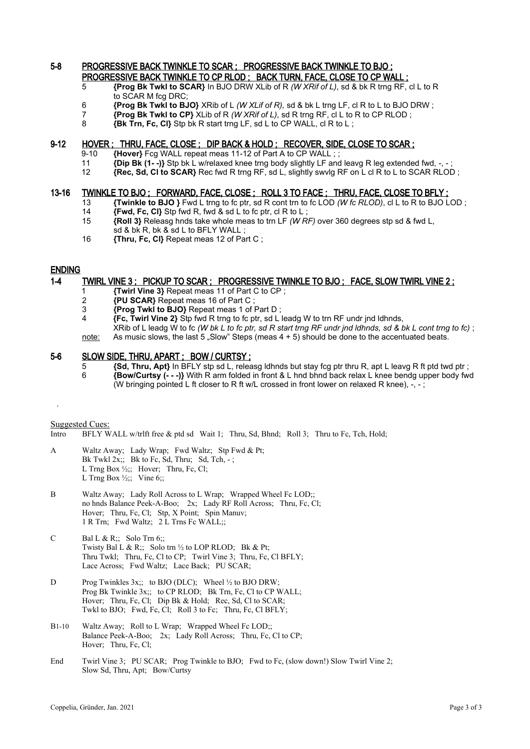## 5-8 PROGRESSIVE BACK TWINKLE TO SCAR ; PROGRESSIVE BACK TWINKLE TO BJO ; PROGRESSIVE BACK TWINKLE TO CP RLOD ; BACK TURN, FACE, CLOSE TO CP WALL ;

5 **{Prog Bk Twkl to SCAR}** In BJO DRW XLib of R *(W XRif of L)*, sd & bk R trng RF, cl L to R to SCAR M fcg DRC;

6 **{Prog Bk Twkl to BJO}** XRib of L *(W XLif of R),* sd & bk L trng LF, cl R to L to BJO DRW ;

7 **{Prog Bk Twkl to CP}** XLib of R *(W XRif of L)*, sd R trng RF, cl L to R to CP RLOD ;

8 **{Bk Trn, Fc, Cl}** Stp bk R start trng LF, sd L to CP WALL, cl R to L ;

## 9-12 HOVER ; THRU, FACE, CLOSE ; DIP BACK & HOLD ; RECOVER, SIDE, CLOSE TO SCAR ;

9-10 **{Hover}** Fcg WALL repeat meas 11-12 of Part A to CP WALL ; ;

11 **{Dip Bk (1- -)}** Stp bk L w/relaxed knee trng body slightly LF and leavg R leg extended fwd, -, - ;

12 **{Rec, Sd, Cl to SCAR}** Rec fwd R trng RF, sd L, slightly swvlg RF on L cl R to L to SCAR RLOD ;

## 13-16 TWINKLE TO BJO ; FORWARD, FACE, CLOSE ; ROLL 3 TO FACE ; THRU, FACE, CLOSE TO BFLY ;

13 **{Twinkle to BJO }** Fwd L trng to fc ptr, sd R cont trn to fc LOD *(W fc RLOD)*, cl L to R to BJO LOD ;

14 **{Fwd, Fc, Cl}** Stp fwd R, fwd & sd L to fc ptr, cl R to L ;

15 **{Roll 3}** Releasg hnds take whole meas to trn LF *(W RF)* over 360 degrees stp sd & fwd L, sd & bk R, bk & sd L to BFLY WALL ;

16 **{Thru, Fc, Cl}** Repeat meas 12 of Part C ;

# ENDING

## 1-4 TWIRL VINE 3 ; PICKUP TO SCAR ; PROGRESSIVE TWINKLE TO BJO ; FACE, SLOW TWIRL VINE 2 ;

1 **{Twirl Vine 3}** Repeat meas 11 of Part C to CP ;

2 **{PU SCAR}** Repeat meas 16 of Part C ;

3 **{Prog Twkl to BJO}** Repeat meas 1 of Part D ;

4 **{Fc, Twirl Vine 2}** Stp fwd R trng to fc ptr, sd L leadg W to trn RF undr jnd ldhnds, XRib of L leadg W to fc *(W bk L to fc ptr, sd R start trng RF undr jnd ldhnds, sd & bk L cont trng to fc)* ;

note: As music slows, the last 5 „Slow" Steps (meas 4 + 5) should be done to the accentuated beats.

## 5-6 SLOW SIDE, THRU, APART ; BOW / CURTSY ;

5 **{Sd, Thru, Apt}** In BFLY stp sd L, releasg ldhnds but stay fcg ptr thru R, apt L leavg R ft ptd twd ptr ;

6 **{Bow/Curtsy (- - -)}** With R arm folded in front & L hnd bhnd back relax L knee bendg upper body fwd (W bringing pointed L ft closer to R ft w/L crossed in front lower on relaxed R knee), -, - ;

.

Suggested Cues:

Intro BFLY WALL w/trlft free & ptd sd Wait 1; Thru, Sd, Bhnd; Roll 3; Thru to Fc, Tch, Hold;

A Waltz Away; Lady Wrap; Fwd Waltz; Stp Fwd & Pt;
Bk Twkl 2x;; Bk to Fc, Sd, Thru; Sd, Tch, - ;
L Trng Box ½;; Hover; Thru, Fc, Cl;
L Trng Box ½;; Vine 6;;

B Waltz Away; Lady Roll Across to L Wrap; Wrapped Wheel Fc LOD;;
no hnds Balance Peek-A-Boo; 2x; Lady RF Roll Across; Thru, Fc, Cl;
Hover; Thru, Fc, Cl; Stp, X Point; Spin Manuv;
1 R Trn; Fwd Waltz; 2 L Trns Fc WALL;;

C Bal L & R;; Solo Trn 6;;
Twisty Bal L & R;; Solo trn ½ to LOP RLOD; Bk & Pt;
Thru Twkl; Thru, Fc, Cl to CP; Twirl Vine 3; Thru, Fc, Cl BFLY;
Lace Across; Fwd Waltz; Lace Back; PU SCAR;

D Prog Twinkles 3x;; to BJO (DLC); Wheel ½ to BJO DRW;
Prog Bk Twinkle 3x;; to CP RLOD; Bk Trn, Fc, Cl to CP WALL;
Hover; Thru, Fc, Cl; Dip Bk & Hold; Rec, Sd, Cl to SCAR;
Twkl to BJO; Fwd, Fc, Cl; Roll 3 to Fc; Thru, Fc, Cl BFLY;

B1-10 Waltz Away; Roll to L Wrap; Wrapped Wheel Fc LOD;;
Balance Peek-A-Boo; 2x; Lady Roll Across; Thru, Fc, Cl to CP;
Hover; Thru, Fc, Cl;

End Twirl Vine 3; PU SCAR; Prog Twinkle to BJO; Fwd to Fc, (slow down!) Slow Twirl Vine 2;
Slow Sd, Thru, Apt; Bow/Curtsy